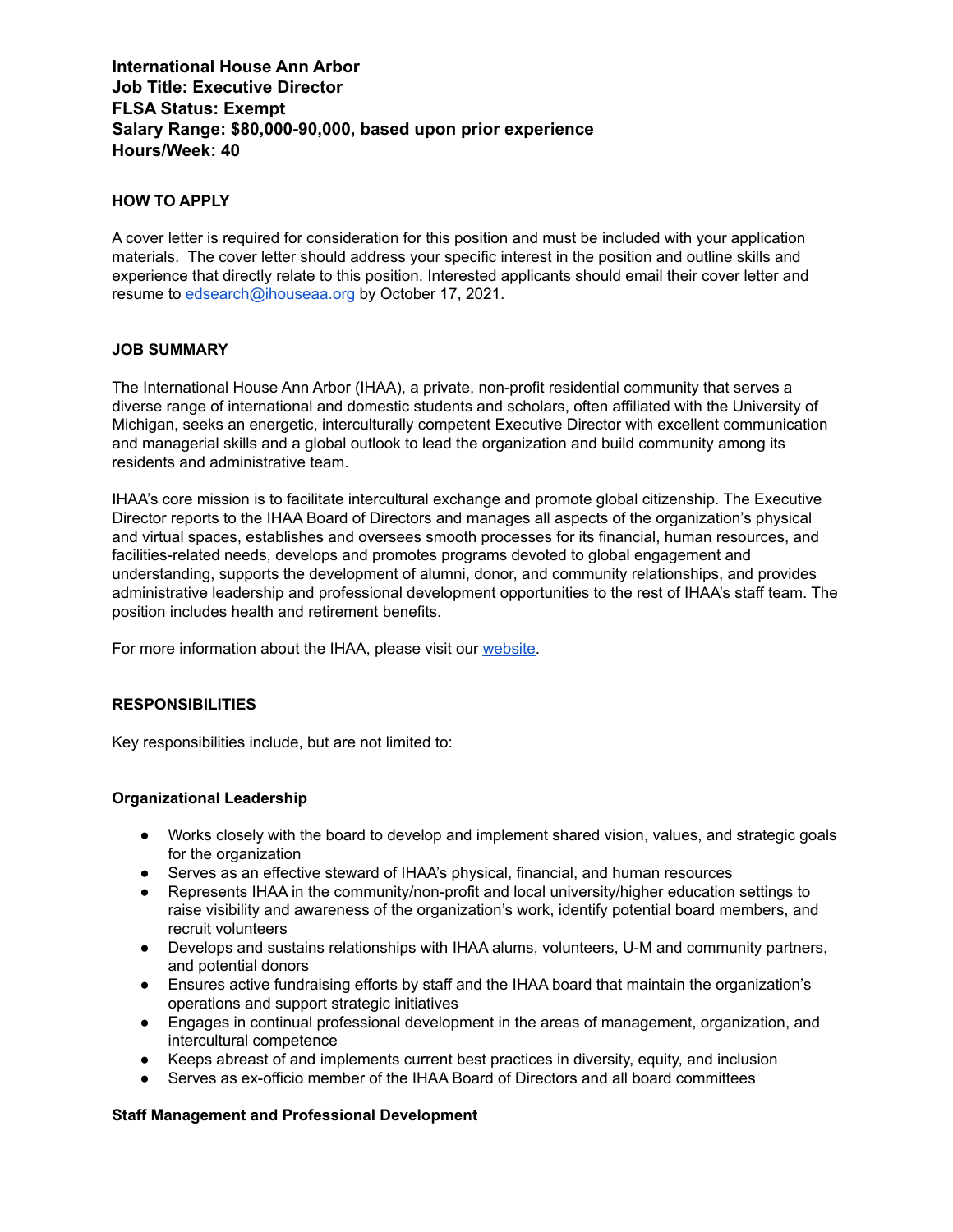**International House Ann Arbor**
**Job Title: Executive Director**
**FLSA Status: Exempt**
**Salary Range: $80,000-90,000, based upon prior experience**
**Hours/Week: 40**

## HOW TO APPLY

A cover letter is required for consideration for this position and must be included with your application materials. The cover letter should address your specific interest in the position and outline skills and experience that directly relate to this position. Interested applicants should email their cover letter and resume to [edsearch@ihouseaa.org](mailto:edsearch@ihouseaa.org) by October 17, 2021.

## JOB SUMMARY

The International House Ann Arbor (IHAA), a private, non-profit residential community that serves a diverse range of international and domestic students and scholars, often affiliated with the University of Michigan, seeks an energetic, interculturally competent Executive Director with excellent communication and managerial skills and a global outlook to lead the organization and build community among its residents and administrative team.

IHAA's core mission is to facilitate intercultural exchange and promote global citizenship. The Executive Director reports to the IHAA Board of Directors and manages all aspects of the organization's physical and virtual spaces, establishes and oversees smooth processes for its financial, human resources, and facilities-related needs, develops and promotes programs devoted to global engagement and understanding, supports the development of alumni, donor, and community relationships, and provides administrative leadership and professional development opportunities to the rest of IHAA's staff team. The position includes health and retirement benefits.

For more information about the IHAA, please visit our website.

## RESPONSIBILITIES

Key responsibilities include, but are not limited to:

### Organizational Leadership

- Works closely with the board to develop and implement shared vision, values, and strategic goals for the organization
- Serves as an effective steward of IHAA's physical, financial, and human resources
- Represents IHAA in the community/non-profit and local university/higher education settings to raise visibility and awareness of the organization's work, identify potential board members, and recruit volunteers
- Develops and sustains relationships with IHAA alums, volunteers, U-M and community partners, and potential donors
- Ensures active fundraising efforts by staff and the IHAA board that maintain the organization's operations and support strategic initiatives
- Engages in continual professional development in the areas of management, organization, and intercultural competence
- Keeps abreast of and implements current best practices in diversity, equity, and inclusion
- Serves as ex-officio member of the IHAA Board of Directors and all board committees

### Staff Management and Professional Development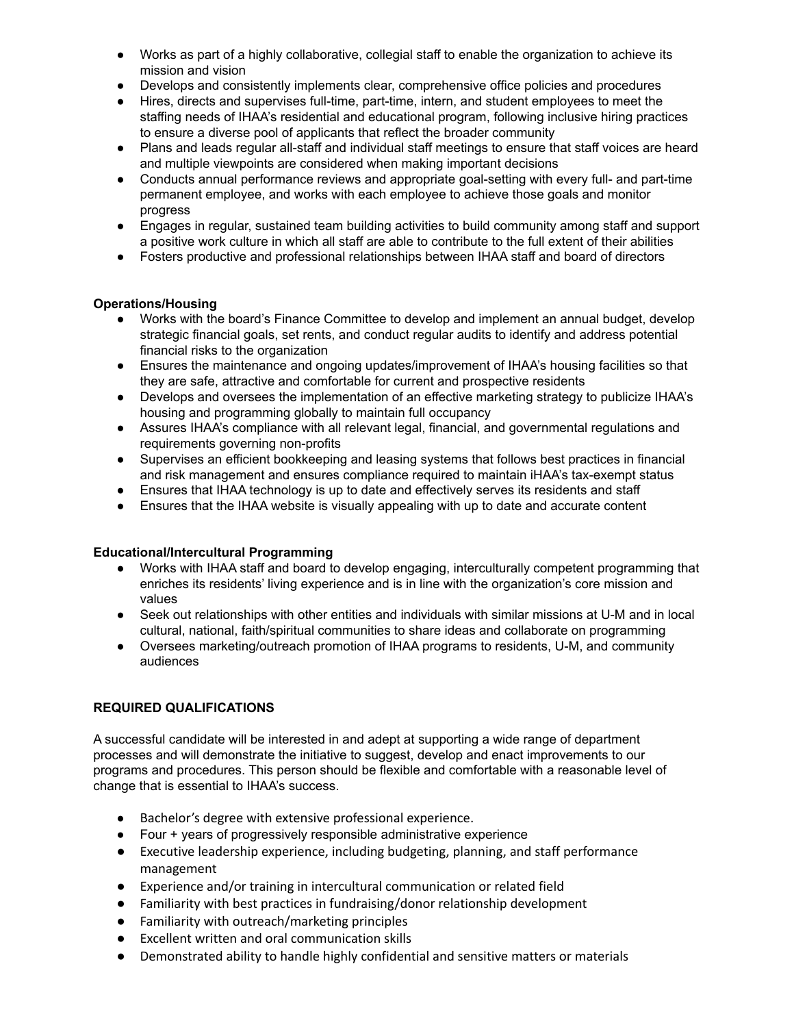- Works as part of a highly collaborative, collegial staff to enable the organization to achieve its mission and vision
- Develops and consistently implements clear, comprehensive office policies and procedures
- Hires, directs and supervises full-time, part-time, intern, and student employees to meet the staffing needs of IHAA's residential and educational program, following inclusive hiring practices to ensure a diverse pool of applicants that reflect the broader community
- Plans and leads regular all-staff and individual staff meetings to ensure that staff voices are heard and multiple viewpoints are considered when making important decisions
- Conducts annual performance reviews and appropriate goal-setting with every full- and part-time permanent employee, and works with each employee to achieve those goals and monitor progress
- Engages in regular, sustained team building activities to build community among staff and support a positive work culture in which all staff are able to contribute to the full extent of their abilities
- Fosters productive and professional relationships between IHAA staff and board of directors

**Operations/Housing**

- Works with the board's Finance Committee to develop and implement an annual budget, develop strategic financial goals, set rents, and conduct regular audits to identify and address potential financial risks to the organization
- Ensures the maintenance and ongoing updates/improvement of IHAA's housing facilities so that they are safe, attractive and comfortable for current and prospective residents
- Develops and oversees the implementation of an effective marketing strategy to publicize IHAA's housing and programming globally to maintain full occupancy
- Assures IHAA's compliance with all relevant legal, financial, and governmental regulations and requirements governing non-profits
- Supervises an efficient bookkeeping and leasing systems that follows best practices in financial and risk management and ensures compliance required to maintain iHAA's tax-exempt status
- Ensures that IHAA technology is up to date and effectively serves its residents and staff
- Ensures that the IHAA website is visually appealing with up to date and accurate content

**Educational/Intercultural Programming**

- Works with IHAA staff and board to develop engaging, interculturally competent programming that enriches its residents' living experience and is in line with the organization's core mission and values
- Seek out relationships with other entities and individuals with similar missions at U-M and in local cultural, national, faith/spiritual communities to share ideas and collaborate on programming
- Oversees marketing/outreach promotion of IHAA programs to residents, U-M, and community audiences

**REQUIRED QUALIFICATIONS**

A successful candidate will be interested in and adept at supporting a wide range of department processes and will demonstrate the initiative to suggest, develop and enact improvements to our programs and procedures. This person should be flexible and comfortable with a reasonable level of change that is essential to IHAA's success.

- Bachelor's degree with extensive professional experience.
- Four + years of progressively responsible administrative experience
- Executive leadership experience, including budgeting, planning, and staff performance management
- Experience and/or training in intercultural communication or related field
- Familiarity with best practices in fundraising/donor relationship development
- Familiarity with outreach/marketing principles
- Excellent written and oral communication skills
- Demonstrated ability to handle highly confidential and sensitive matters or materials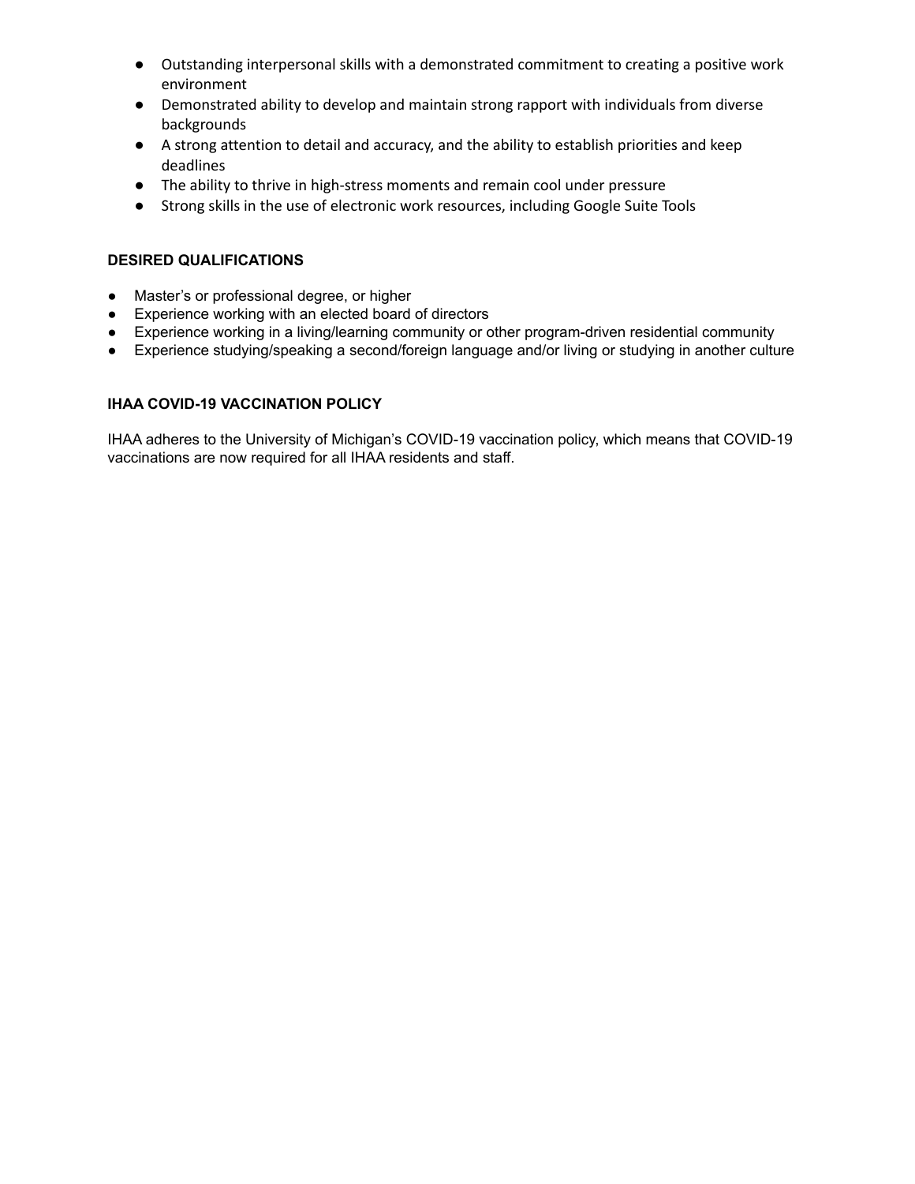- Outstanding interpersonal skills with a demonstrated commitment to creating a positive work environment
- Demonstrated ability to develop and maintain strong rapport with individuals from diverse backgrounds
- A strong attention to detail and accuracy, and the ability to establish priorities and keep deadlines
- The ability to thrive in high-stress moments and remain cool under pressure
- Strong skills in the use of electronic work resources, including Google Suite Tools

**DESIRED QUALIFICATIONS**

- Master's or professional degree, or higher
- Experience working with an elected board of directors
- Experience working in a living/learning community or other program-driven residential community
- Experience studying/speaking a second/foreign language and/or living or studying in another culture

**IHAA COVID-19 VACCINATION POLICY**

IHAA adheres to the University of Michigan's COVID-19 vaccination policy, which means that COVID-19 vaccinations are now required for all IHAA residents and staff.